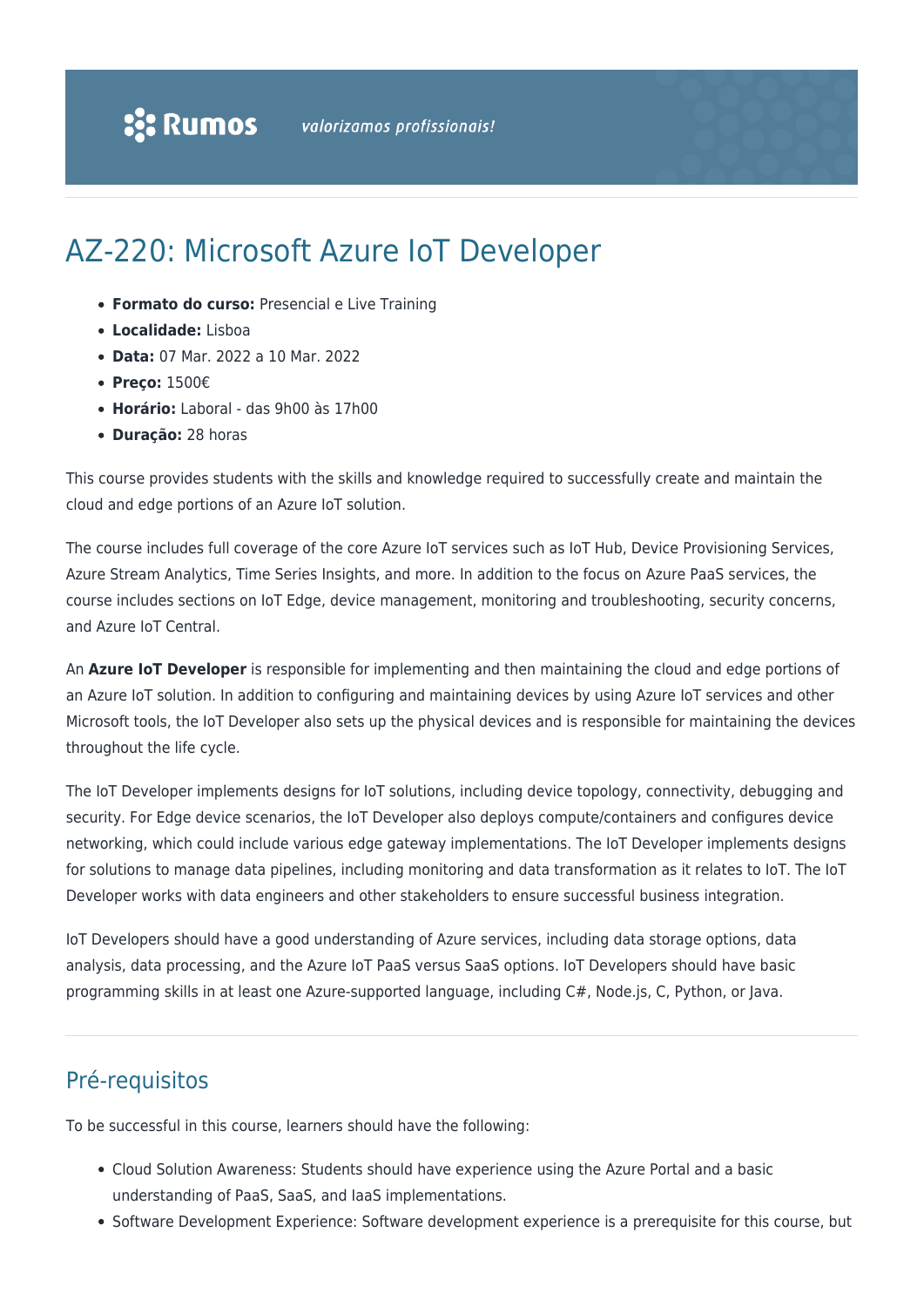# AZ-220: Microsoft Azure IoT Developer

- **Formato do curso:** Presencial e Live Training
- **Localidade:** Lisboa
- **Data:** 07 Mar. 2022 a 10 Mar. 2022
- **Preço:** 1500€
- **Horário:** Laboral - das 9h00 às 17h00
- **Duração:** 28 horas

This course provides students with the skills and knowledge required to successfully create and maintain the cloud and edge portions of an Azure IoT solution.

The course includes full coverage of the core Azure IoT services such as IoT Hub, Device Provisioning Services, Azure Stream Analytics, Time Series Insights, and more. In addition to the focus on Azure PaaS services, the course includes sections on IoT Edge, device management, monitoring and troubleshooting, security concerns, and Azure IoT Central.

An **Azure IoT Developer** is responsible for implementing and then maintaining the cloud and edge portions of an Azure IoT solution. In addition to configuring and maintaining devices by using Azure IoT services and other Microsoft tools, the IoT Developer also sets up the physical devices and is responsible for maintaining the devices throughout the life cycle.

The IoT Developer implements designs for IoT solutions, including device topology, connectivity, debugging and security. For Edge device scenarios, the IoT Developer also deploys compute/containers and configures device networking, which could include various edge gateway implementations. The IoT Developer implements designs for solutions to manage data pipelines, including monitoring and data transformation as it relates to IoT. The IoT Developer works with data engineers and other stakeholders to ensure successful business integration.

IoT Developers should have a good understanding of Azure services, including data storage options, data analysis, data processing, and the Azure IoT PaaS versus SaaS options. IoT Developers should have basic programming skills in at least one Azure-supported language, including C#, Node.js, C, Python, or Java.

## Pré-requisitos

To be successful in this course, learners should have the following:

- Cloud Solution Awareness: Students should have experience using the Azure Portal and a basic understanding of PaaS, SaaS, and IaaS implementations.
- Software Development Experience: Software development experience is a prerequisite for this course, but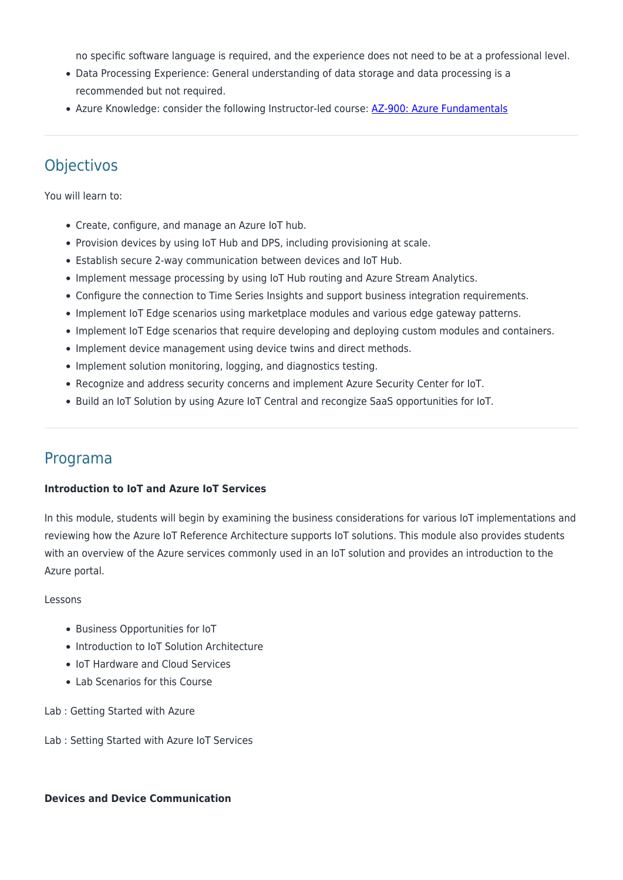no specific software language is required, and the experience does not need to be at a professional level.

- Data Processing Experience: General understanding of data storage and data processing is a recommended but not required.
- Azure Knowledge: consider the following Instructor-led course: [AZ-900: Azure Fundamentals]()

## Objectivos

You will learn to:

- Create, configure, and manage an Azure IoT hub.
- Provision devices by using IoT Hub and DPS, including provisioning at scale.
- Establish secure 2-way communication between devices and IoT Hub.
- Implement message processing by using IoT Hub routing and Azure Stream Analytics.
- Configure the connection to Time Series Insights and support business integration requirements.
- Implement IoT Edge scenarios using marketplace modules and various edge gateway patterns.
- Implement IoT Edge scenarios that require developing and deploying custom modules and containers.
- Implement device management using device twins and direct methods.
- Implement solution monitoring, logging, and diagnostics testing.
- Recognize and address security concerns and implement Azure Security Center for IoT.
- Build an IoT Solution by using Azure IoT Central and recongize SaaS opportunities for IoT.

## Programa

**Introduction to IoT and Azure IoT Services**

In this module, students will begin by examining the business considerations for various IoT implementations and reviewing how the Azure IoT Reference Architecture supports IoT solutions. This module also provides students with an overview of the Azure services commonly used in an IoT solution and provides an introduction to the Azure portal.

Lessons

- Business Opportunities for IoT
- Introduction to IoT Solution Architecture
- IoT Hardware and Cloud Services
- Lab Scenarios for this Course

Lab : Getting Started with Azure

Lab : Setting Started with Azure IoT Services

**Devices and Device Communication**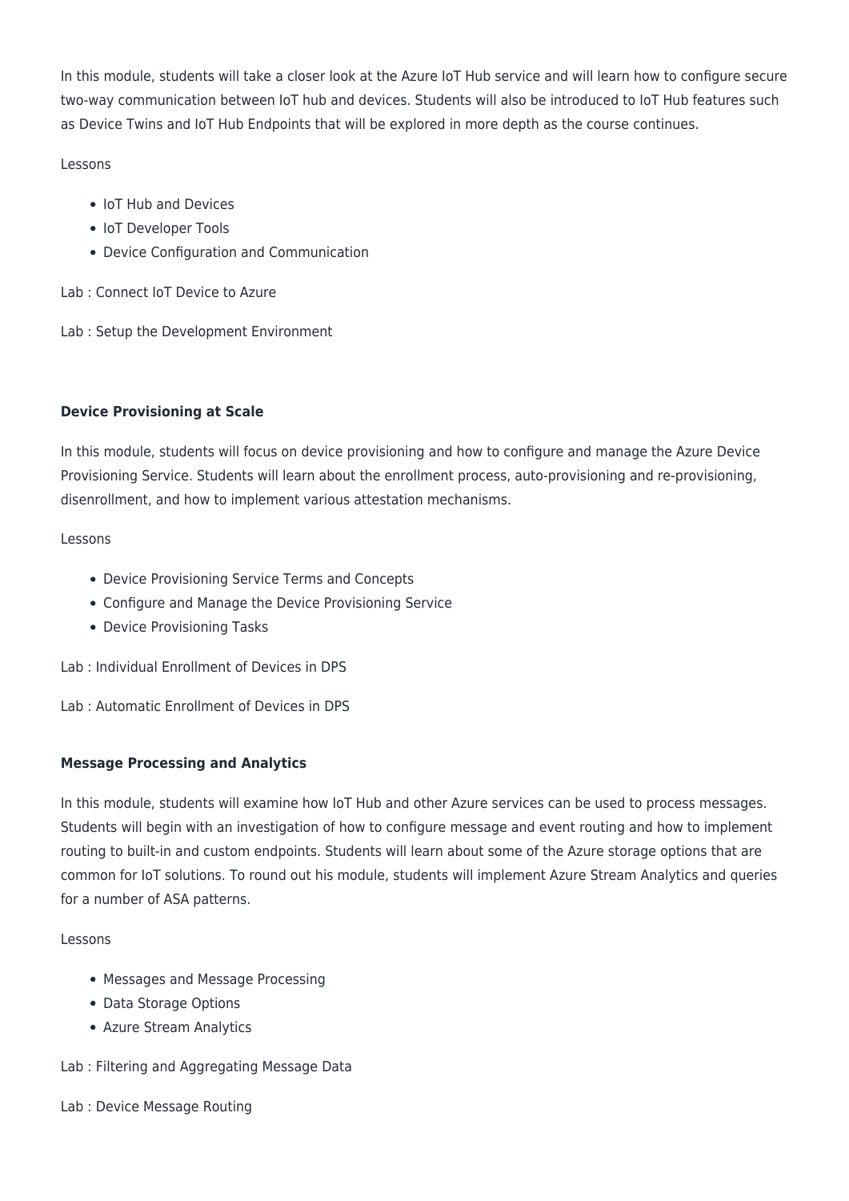In this module, students will take a closer look at the Azure IoT Hub service and will learn how to configure secure two-way communication between IoT hub and devices. Students will also be introduced to IoT Hub features such as Device Twins and IoT Hub Endpoints that will be explored in more depth as the course continues.

Lessons

- IoT Hub and Devices
- IoT Developer Tools
- Device Configuration and Communication

Lab : Connect IoT Device to Azure

Lab : Setup the Development Environment

**Device Provisioning at Scale**

In this module, students will focus on device provisioning and how to configure and manage the Azure Device Provisioning Service. Students will learn about the enrollment process, auto-provisioning and re-provisioning, disenrollment, and how to implement various attestation mechanisms.

Lessons

- Device Provisioning Service Terms and Concepts
- Configure and Manage the Device Provisioning Service
- Device Provisioning Tasks

Lab : Individual Enrollment of Devices in DPS

Lab : Automatic Enrollment of Devices in DPS

**Message Processing and Analytics**

In this module, students will examine how IoT Hub and other Azure services can be used to process messages. Students will begin with an investigation of how to configure message and event routing and how to implement routing to built-in and custom endpoints. Students will learn about some of the Azure storage options that are common for IoT solutions. To round out his module, students will implement Azure Stream Analytics and queries for a number of ASA patterns.

Lessons

- Messages and Message Processing
- Data Storage Options
- Azure Stream Analytics

Lab : Filtering and Aggregating Message Data

Lab : Device Message Routing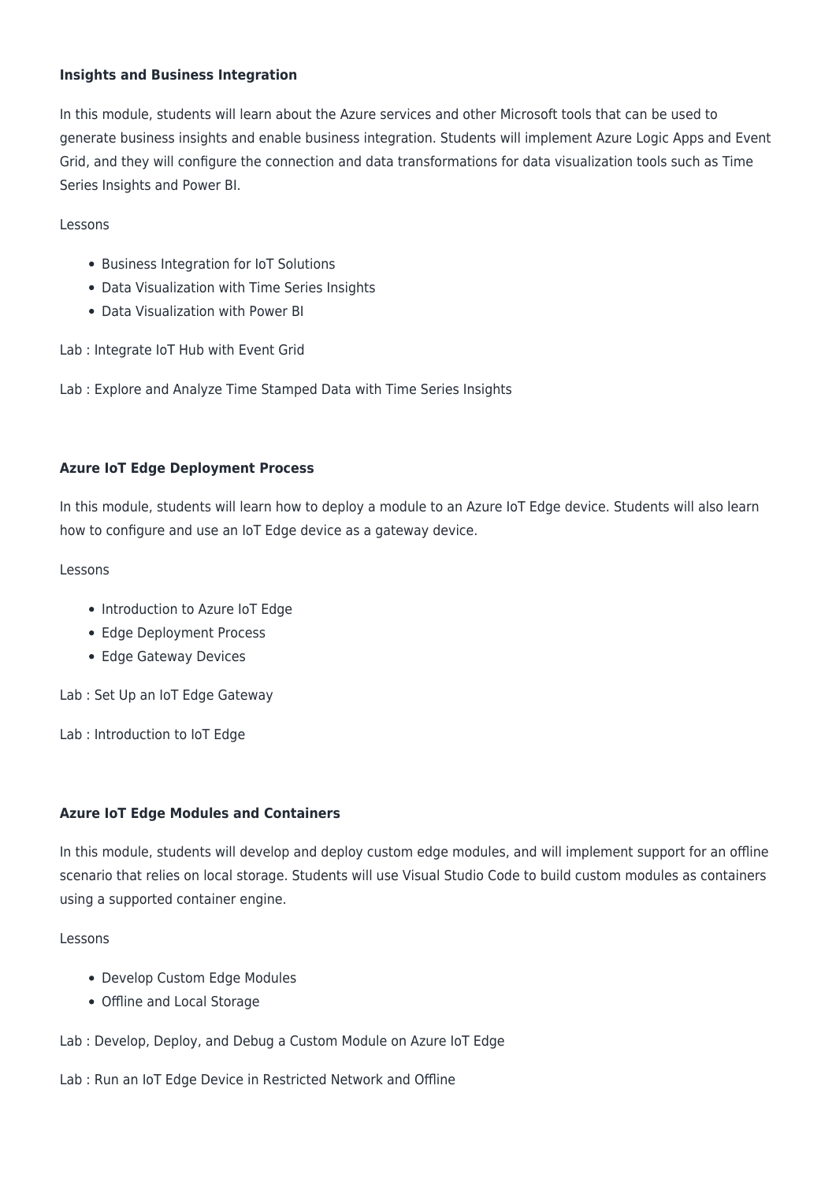**Insights and Business Integration**

In this module, students will learn about the Azure services and other Microsoft tools that can be used to generate business insights and enable business integration. Students will implement Azure Logic Apps and Event Grid, and they will configure the connection and data transformations for data visualization tools such as Time Series Insights and Power BI.

Lessons

- Business Integration for IoT Solutions
- Data Visualization with Time Series Insights
- Data Visualization with Power BI

Lab : Integrate IoT Hub with Event Grid

Lab : Explore and Analyze Time Stamped Data with Time Series Insights

**Azure IoT Edge Deployment Process**

In this module, students will learn how to deploy a module to an Azure IoT Edge device. Students will also learn how to configure and use an IoT Edge device as a gateway device.

Lessons

- Introduction to Azure IoT Edge
- Edge Deployment Process
- Edge Gateway Devices

Lab : Set Up an IoT Edge Gateway

Lab : Introduction to IoT Edge

**Azure IoT Edge Modules and Containers**

In this module, students will develop and deploy custom edge modules, and will implement support for an offline scenario that relies on local storage. Students will use Visual Studio Code to build custom modules as containers using a supported container engine.

Lessons

- Develop Custom Edge Modules
- Offline and Local Storage

Lab : Develop, Deploy, and Debug a Custom Module on Azure IoT Edge

Lab : Run an IoT Edge Device in Restricted Network and Offline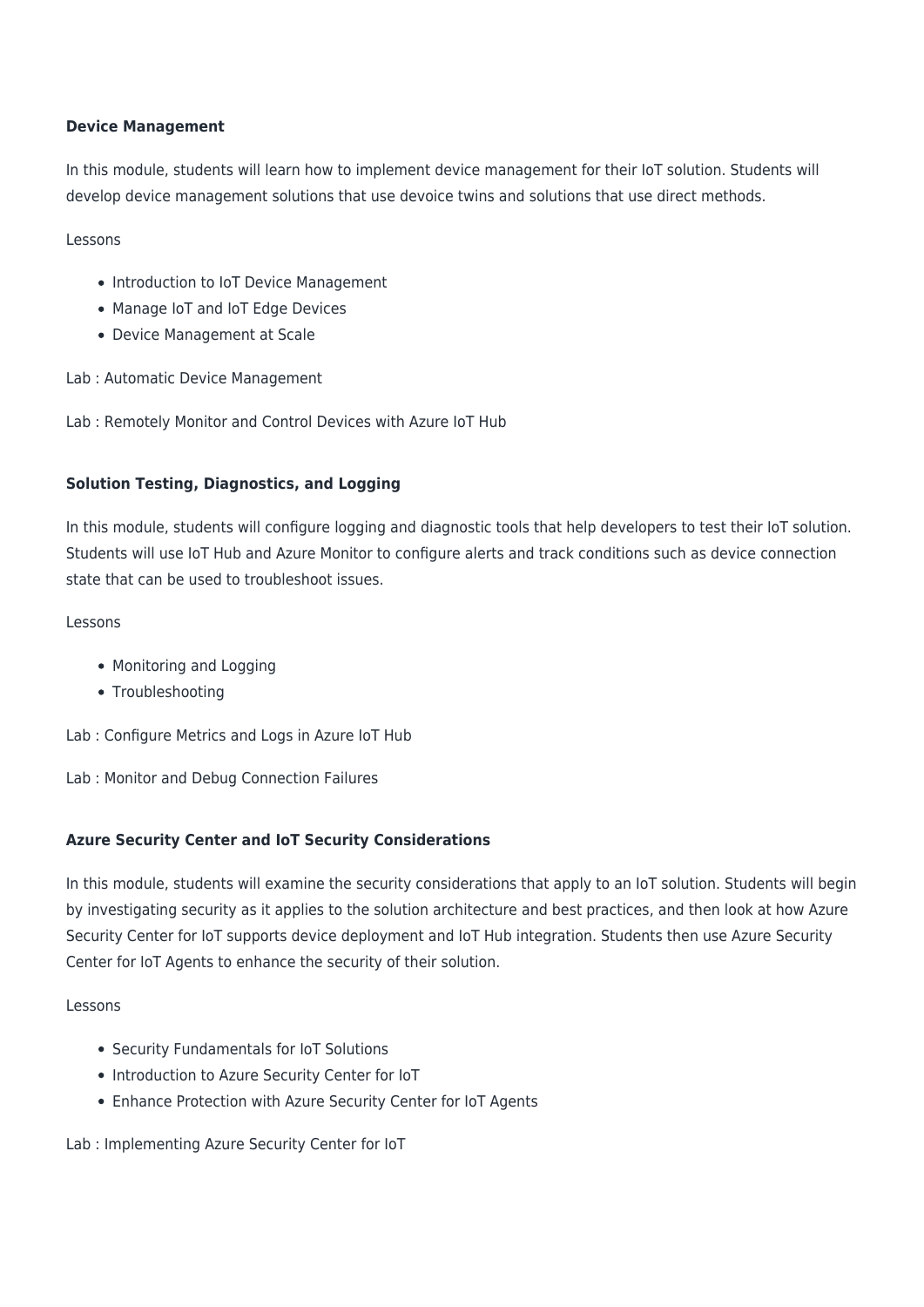**Device Management**

In this module, students will learn how to implement device management for their IoT solution. Students will develop device management solutions that use devoice twins and solutions that use direct methods.

Lessons

- Introduction to IoT Device Management
- Manage IoT and IoT Edge Devices
- Device Management at Scale

Lab : Automatic Device Management

Lab : Remotely Monitor and Control Devices with Azure IoT Hub

**Solution Testing, Diagnostics, and Logging**

In this module, students will configure logging and diagnostic tools that help developers to test their IoT solution. Students will use IoT Hub and Azure Monitor to configure alerts and track conditions such as device connection state that can be used to troubleshoot issues.

Lessons

- Monitoring and Logging
- Troubleshooting

Lab : Configure Metrics and Logs in Azure IoT Hub

Lab : Monitor and Debug Connection Failures

**Azure Security Center and IoT Security Considerations**

In this module, students will examine the security considerations that apply to an IoT solution. Students will begin by investigating security as it applies to the solution architecture and best practices, and then look at how Azure Security Center for IoT supports device deployment and IoT Hub integration. Students then use Azure Security Center for IoT Agents to enhance the security of their solution.

Lessons

- Security Fundamentals for IoT Solutions
- Introduction to Azure Security Center for IoT
- Enhance Protection with Azure Security Center for IoT Agents

Lab : Implementing Azure Security Center for IoT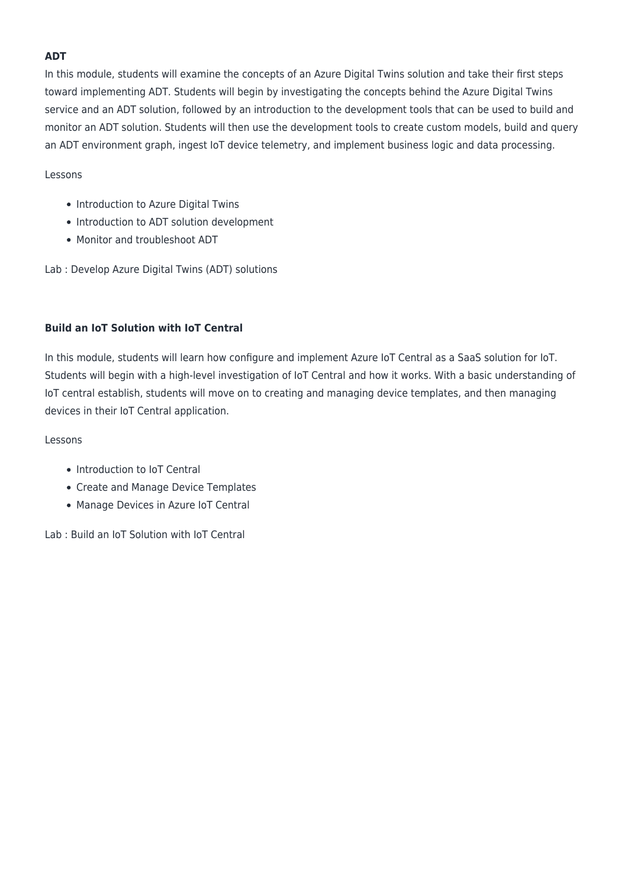**ADT**

In this module, students will examine the concepts of an Azure Digital Twins solution and take their first steps toward implementing ADT. Students will begin by investigating the concepts behind the Azure Digital Twins service and an ADT solution, followed by an introduction to the development tools that can be used to build and monitor an ADT solution. Students will then use the development tools to create custom models, build and query an ADT environment graph, ingest IoT device telemetry, and implement business logic and data processing.

Lessons

- Introduction to Azure Digital Twins
- Introduction to ADT solution development
- Monitor and troubleshoot ADT

Lab : Develop Azure Digital Twins (ADT) solutions

**Build an IoT Solution with IoT Central**

In this module, students will learn how configure and implement Azure IoT Central as a SaaS solution for IoT. Students will begin with a high-level investigation of IoT Central and how it works. With a basic understanding of IoT central establish, students will move on to creating and managing device templates, and then managing devices in their IoT Central application.

Lessons

- Introduction to IoT Central
- Create and Manage Device Templates
- Manage Devices in Azure IoT Central

Lab : Build an IoT Solution with IoT Central